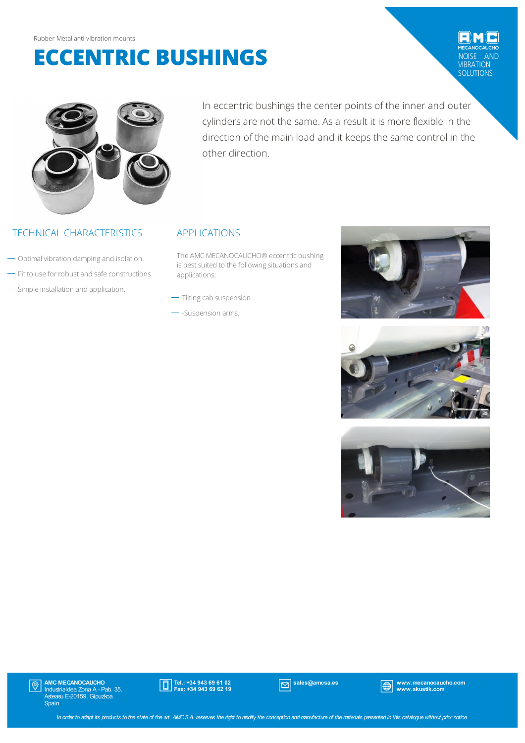Rubber Metal anti vibration mounts

# ECCENTRIC BUSHINGS

In eccentric bushings the center points of the inner and outer cylinders are not the same. As a result it is more flexible in the direction of the main load and it keeps the same control in the other direction.

## TECHNICAL CHARACTERISTICS

- Optimal vibration damping and isolation.
- Fit to use for robust and safe constructions.
- Simple installation and application.

## APPLICATIONS

The AMC MECANOCAUCHO® eccentric bushing is best suited to the following situations and applications:

- Tilting cab suspension.
- -Suspension arms.

**AMC MECANOCAUCHO**
Industrialdea Zona A - Pab. 35.
Asteasu E-20159, Gipuzkoa
Spain

**Tel.: +34 943 69 61 02**
**Fax: +34 943 69 62 19**

**sales@amcsa.es**

**www.mecanocaucho.com**
**www.akustik.com**

*In order to adapt its products to the state of the art, AMC S.A. reserves the right to modify the conception and manufacture of the materials presented in this catalogue without prior notice.*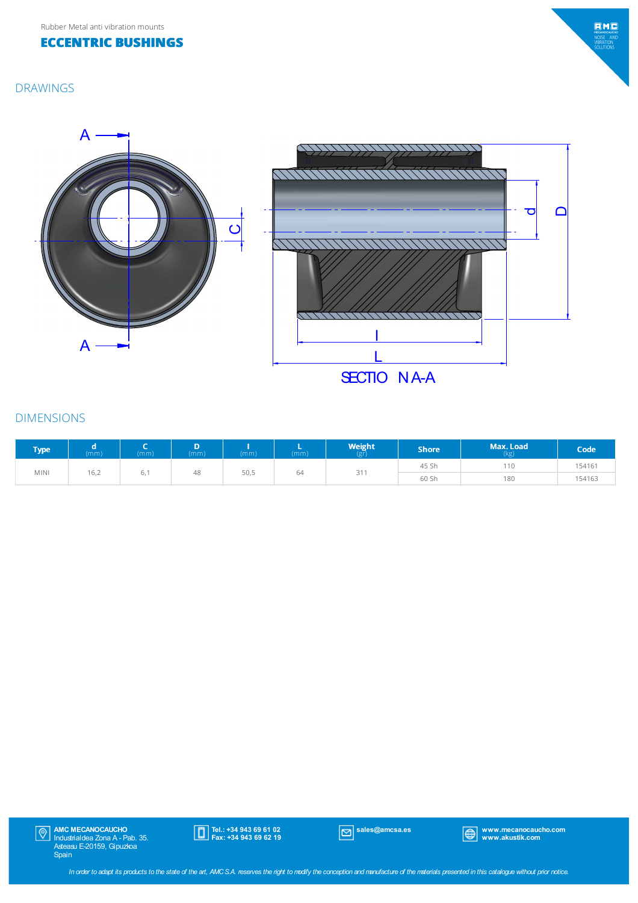Rubber Metal anti vibration mounts

# ECCENTRIC BUSHINGS

## DRAWINGS

SECTION A-A

## DIMENSIONS

| Type | d (mm) | C (mm) | D (mm) | l (mm) | L (mm) | Weight (gr) | Shore | Max. Load (kg) | Code |
|---|---|---|---|---|---|---|---|---|---|
| MINI | 16,2 | 6,1 | 48 | 50,5 | 64 | 311 | 45 Sh | 110 | 154161 |
| | | | | | | | 60 Sh | 180 | 154163 |

**AMC MECANOCAUCHO**
Industrialdea Zona A - Pab. 35.
Asteasu E-20159, Gipuzkoa
Spain

**Tel.: +34 943 69 61 02**
**Fax: +34 943 69 62 19**

**sales@amcsa.es**

**www.mecanocaucho.com**
**www.akustik.com**

*In order to adapt its products to the state of the art, AMC S.A. reserves the right to modify the conception and manufacture of the materials presented in this catalogue without prior notice.*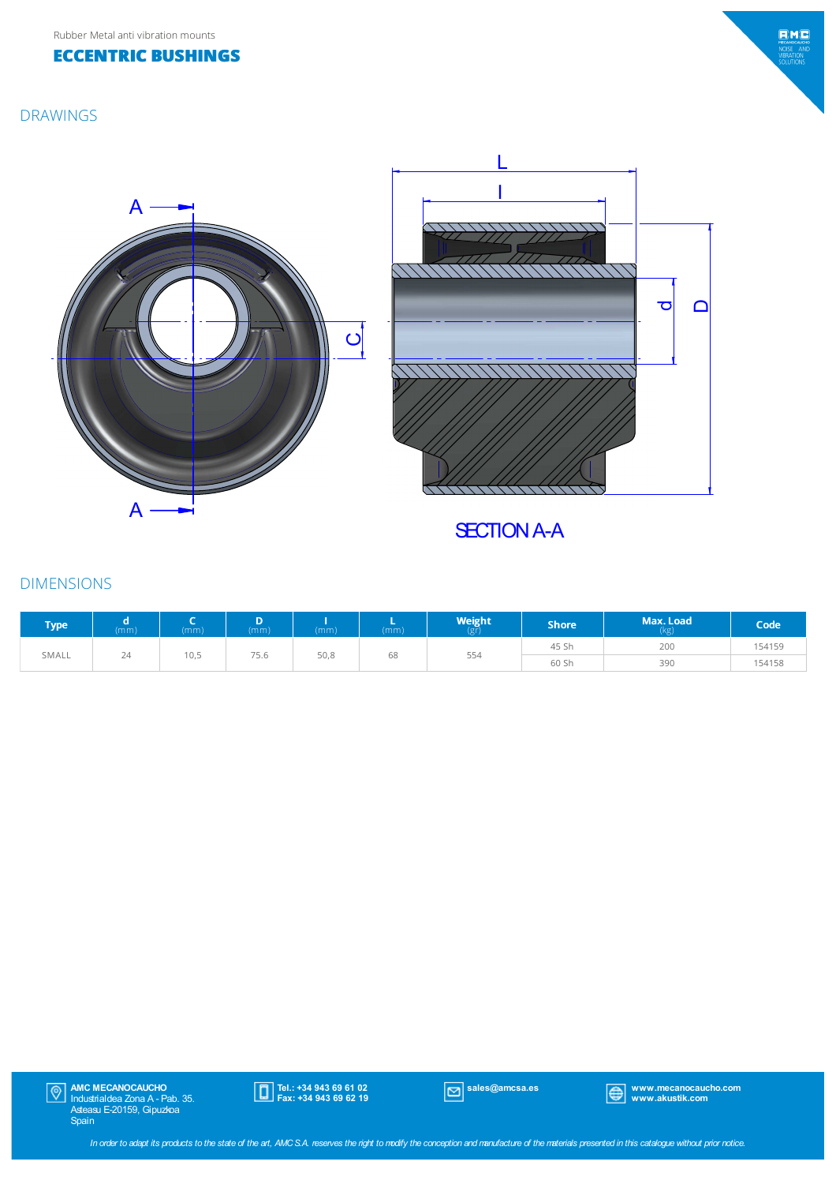Rubber Metal anti vibration mounts

# ECCENTRIC BUSHINGS

## DRAWINGS

SECTION A-A

## DIMENSIONS

| Type | d (mm) | C (mm) | D (mm) | l (mm) | L (mm) | Weight (gr) | Shore | Max. Load (kg) | Code |
|---|---|---|---|---|---|---|---|---|---|
| SMALL | 24 | 10,5 | 75.6 | 50,8 | 68 | 554 | 45 Sh | 200 | 154159 |
| | | | | | | | 60 Sh | 390 | 154158 |

**AMC MECANOCAUCHO**
Industrialdea Zona A - Pab. 35.
Asteasu E-20159, Gipuzkoa
Spain

**Tel.: +34 943 69 61 02**
**Fax: +34 943 69 62 19**

**sales@amcsa.es**

**www.mecanocaucho.com**
**www.akustik.com**

*In order to adapt its products to the state of the art, AMC S.A. reserves the right to modify the conception and manufacture of the materials presented in this catalogue without prior notice.*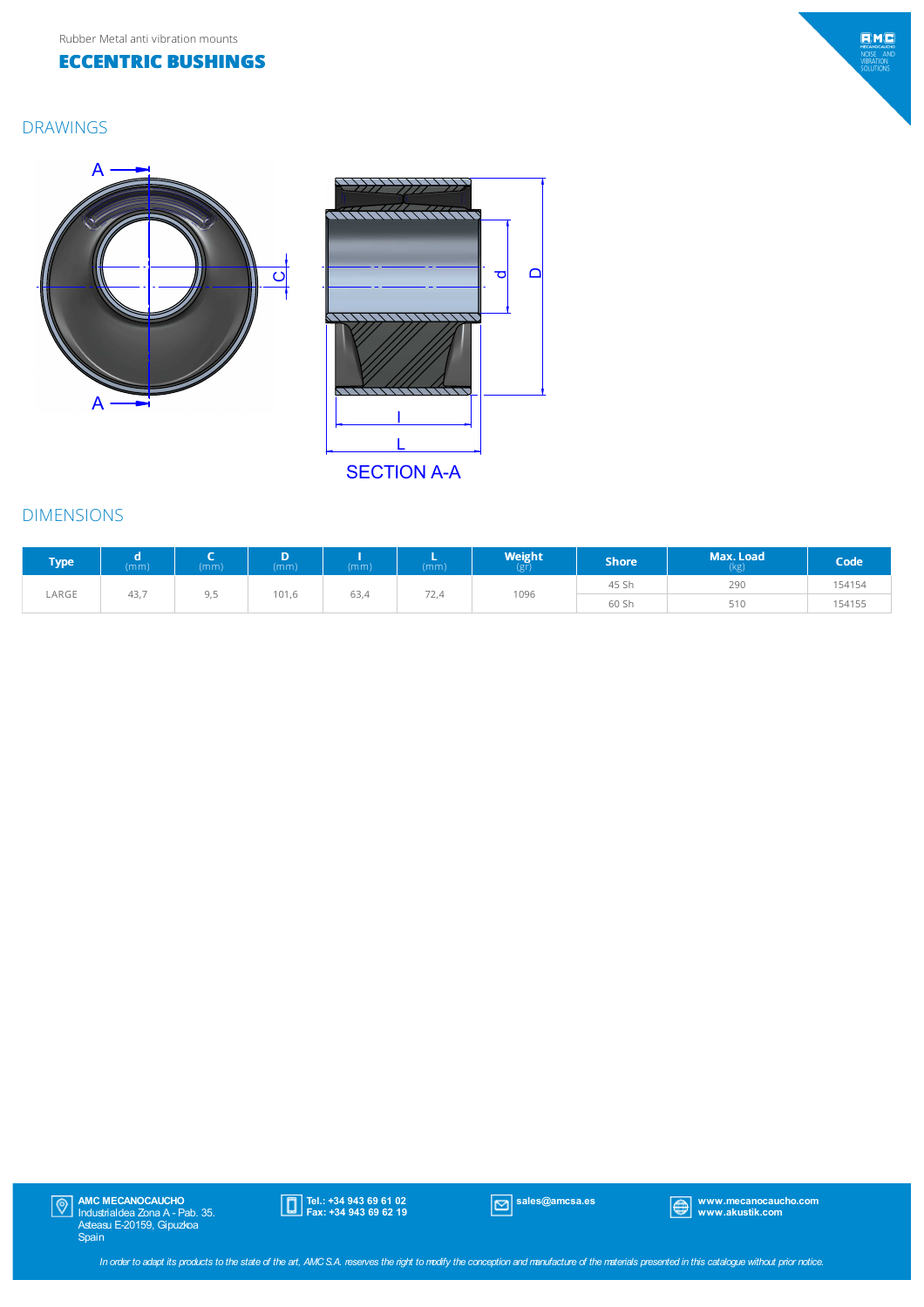Rubber Metal anti vibration mounts

# ECCENTRIC BUSHINGS

## DRAWINGS

SECTION A-A

## DIMENSIONS

| Type | d (mm) | C (mm) | D (mm) | I (mm) | L (mm) | Weight (gr) | Shore | Max. Load (kg) | Code |
|---|---|---|---|---|---|---|---|---|---|
| LARGE | 43,7 | 9,5 | 101,6 | 63,4 | 72,4 | 1096 | 45 Sh | 290 | 154154 |
| | | | | | | | 60 Sh | 510 | 154155 |

**AMC MECANOCAUCHO**
Industrialdea Zona A - Pab. 35.
Asteasu E-20159, Gipuzkoa
Spain

**Tel.: +34 943 69 61 02**
**Fax: +34 943 69 62 19**

**sales@amcsa.es**

**www.mecanocaucho.com**
**www.akustik.com**

*In order to adapt its products to the state of the art, AMC S.A. reserves the right to modify the conception and manufacture of the materials presented in this catalogue without prior notice.*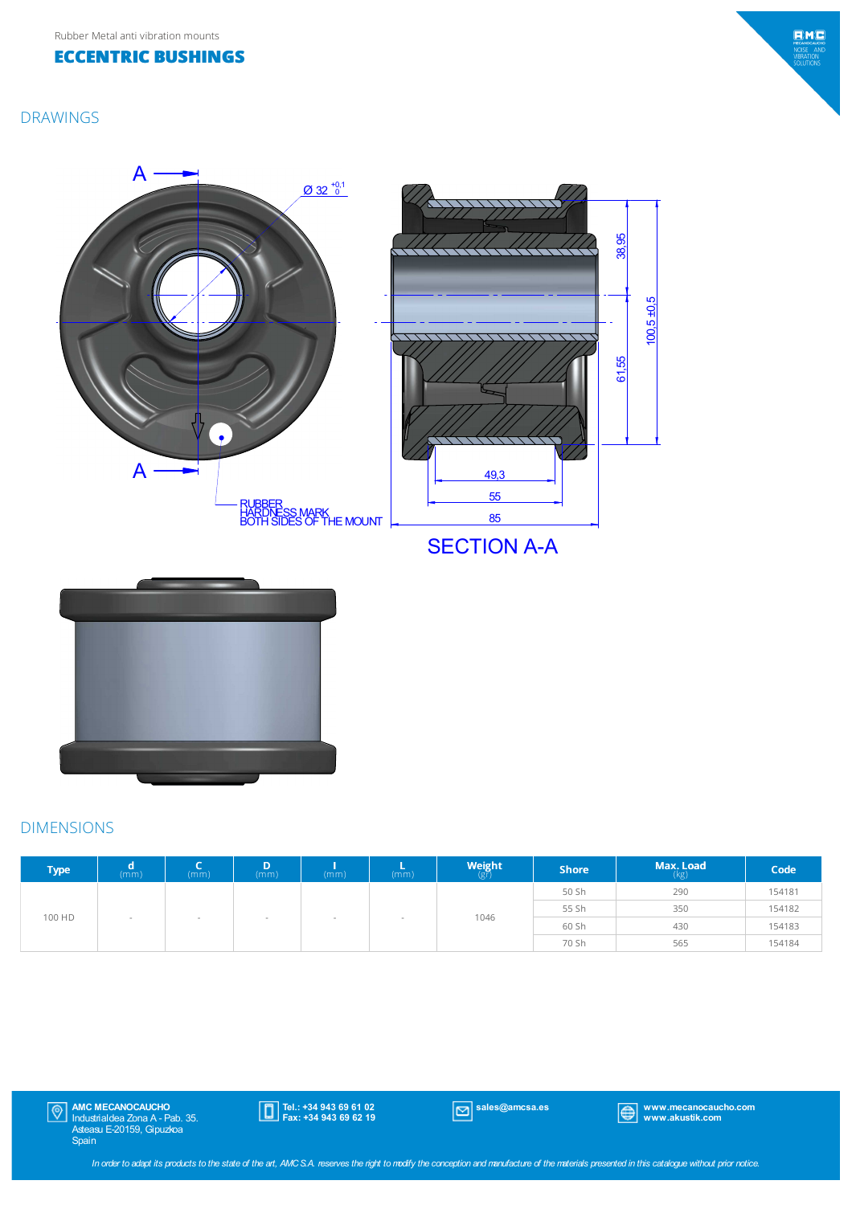Rubber Metal anti vibration mounts

# ECCENTRIC BUSHINGS

## DRAWINGS

Ø 32 $^{+0,1}_{0}$

RUBBER HARDNESS MARK BOTH SIDES OF THE MOUNT

38,95

61,55

100,5 ±0,5

49,3

55

85

SECTION A-A

## DIMENSIONS

| Type | d (mm) | C (mm) | D (mm) | l (mm) | L (mm) | Weight (gr) | Shore | Max. Load (kg) | Code |
|---|---|---|---|---|---|---|---|---|---|
| 100 HD | - | - | - | - | - | 1046 | 50 Sh | 290 | 154181 |
| | | | | | | | 55 Sh | 350 | 154182 |
| | | | | | | | 60 Sh | 430 | 154183 |
| | | | | | | | 70 Sh | 565 | 154184 |

**AMC MECANOCAUCHO**
Industrialdea Zona A - Pab. 35.
Asteasu E-20159, Gipuzkoa
Spain

**Tel.: +34 943 69 61 02**
**Fax: +34 943 69 62 19**

**sales@amcsa.es**

**www.mecanocaucho.com**
**www.akustik.com**

*In order to adapt its products to the state of the art, AMC S.A. reserves the right to modify the conception and manufacture of the materials presented in this catalogue without prior notice.*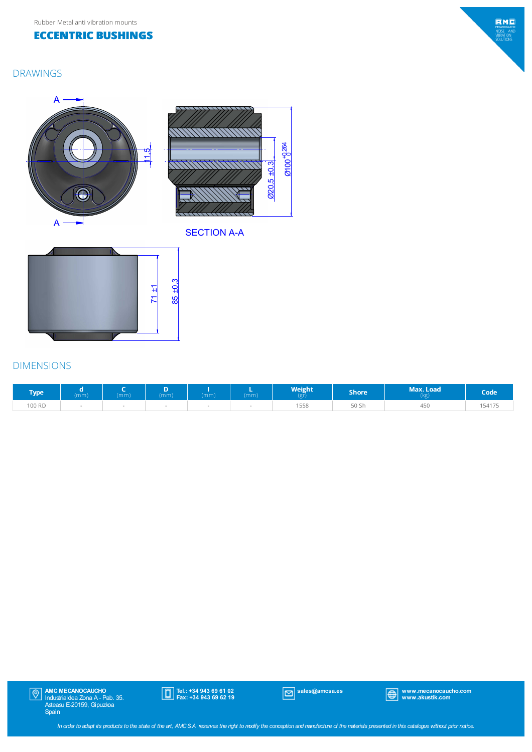Rubber Metal anti vibration mounts

# ECCENTRIC BUSHINGS

## DRAWINGS

SECTION A-A

## DIMENSIONS

| Type | d (mm) | C (mm) | D (mm) | I (mm) | L (mm) | Weight (gr) | Shore | Max. Load (kg) | Code |
|---|---|---|---|---|---|---|---|---|---|
| 100 RD | - | - | - | - | - | 1558 | 50 Sh | 450 | 154175 |

**AMC MECANOCAUCHO**
Industrialdea Zona A - Pab. 35.
Asteasu E-20159, Gipuzkoa
Spain

**Tel.: +34 943 69 61 02**
**Fax: +34 943 69 62 19**

**sales@amcsa.es**

**www.mecanocaucho.com**
**www.akustik.com**

*In order to adapt its products to the state of the art, AMC S.A. reserves the right to modify the conception and manufacture of the materials presented in this catalogue without prior notice.*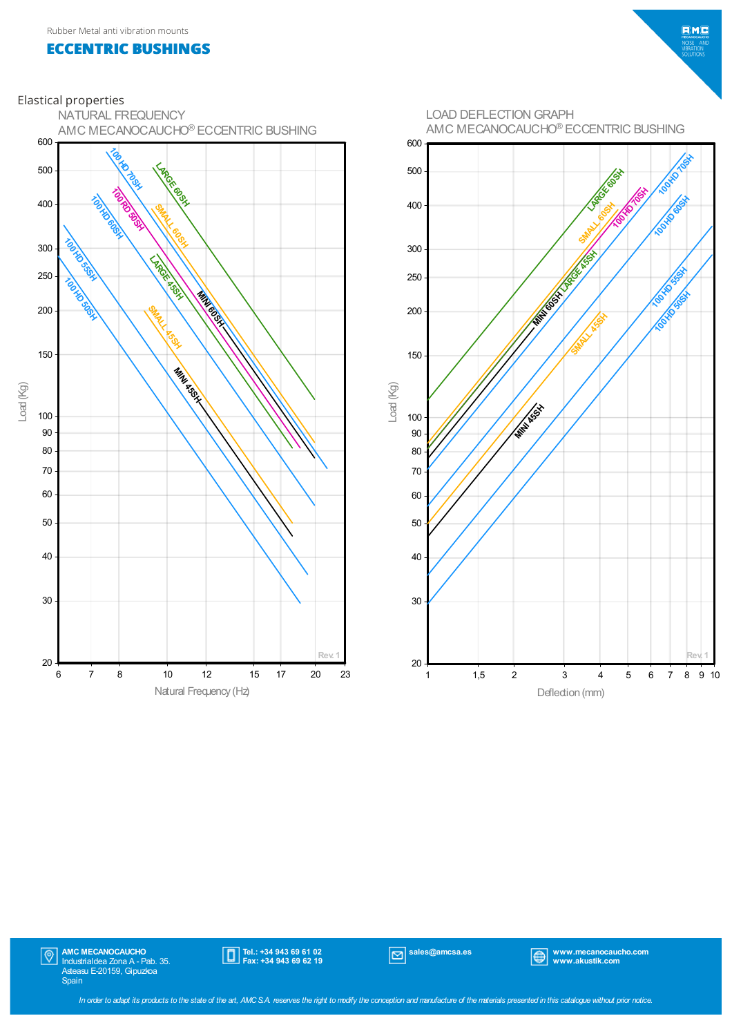Rubber Metal anti vibration mounts

# ECCENTRIC BUSHINGS

## Elastical properties

NATURAL FREQUENCY
AMC MECANOCAUCHO® ECCENTRIC BUSHING

Load (Kg)
600
500
400
300
250
200
150
100
90
80
70
60
50
40
30
20

100 HD 70SH
LARGE 60SH
100 RD 50SH
SMALL 60SH
100 HD 60SH
100 HD 55SH
LARGE 45SH
MINI 60SH
100 HD 50SH
SMALL 45SH
MINI 45SH

Rev. 1

6 7 8 10 12 15 17 20 23
Natural Frequency (Hz)

LOAD DEFLECTION GRAPH
AMC MECANOCAUCHO® ECCENTRIC BUSHING

Load (Kg)
600
500
400
300
250
200
150
100
90
80
70
60
50
40
30
20

100 HD 70SH
LARGE 60SH
100 HD 70SH
100 HD 60SH
SMALL 60SH
LARGE 45SH
MINI 60SH
100 HD 55SH
100 HD 50SH
SMALL 45SH
MINI 45SH

Rev. 1

1 1,5 2 3 4 5 6 7 8 9 10
Deflection (mm)

**AMC MECANOCAUCHO**
Industrialdea Zona A - Pab. 35.
Asteasu E-20159, Gipuzkoa
Spain

**Tel.: +34 943 69 61 02**
**Fax: +34 943 69 62 19**

**sales@amcsa.es**

**www.mecanocaucho.com**
**www.akustik.com**

*In order to adapt its products to the state of the art, AMC S.A. reserves the right to modify the conception and manufacture of the materials presented in this catalogue without prior notice.*